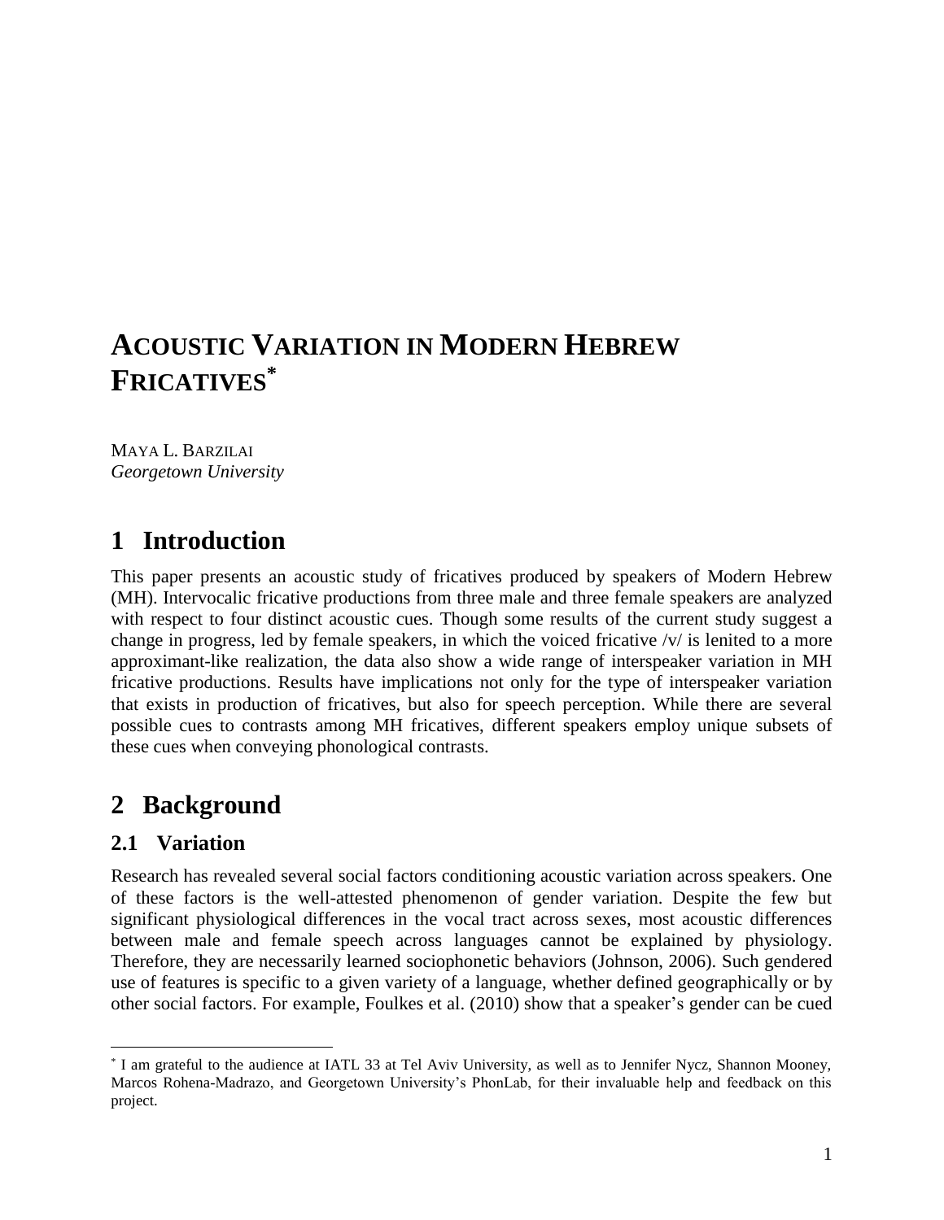# ACOUSTIC VARIATION IN MODERN HEBREW FRICATIVES*

MAYA L. BARZILAI
*Georgetown University*

## 1 Introduction

This paper presents an acoustic study of fricatives produced by speakers of Modern Hebrew (MH). Intervocalic fricative productions from three male and three female speakers are analyzed with respect to four distinct acoustic cues. Though some results of the current study suggest a change in progress, led by female speakers, in which the voiced fricative /v/ is lenited to a more approximant-like realization, the data also show a wide range of interspeaker variation in MH fricative productions. Results have implications not only for the type of interspeaker variation that exists in production of fricatives, but also for speech perception. While there are several possible cues to contrasts among MH fricatives, different speakers employ unique subsets of these cues when conveying phonological contrasts.

## 2 Background

### 2.1 Variation

Research has revealed several social factors conditioning acoustic variation across speakers. One of these factors is the well-attested phenomenon of gender variation. Despite the few but significant physiological differences in the vocal tract across sexes, most acoustic differences between male and female speech across languages cannot be explained by physiology. Therefore, they are necessarily learned sociophonetic behaviors (Johnson, 2006). Such gendered use of features is specific to a given variety of a language, whether defined geographically or by other social factors. For example, Foulkes et al. (2010) show that a speaker's gender can be cued

---

* I am grateful to the audience at IATL 33 at Tel Aviv University, as well as to Jennifer Nycz, Shannon Mooney, Marcos Rohena-Madrazo, and Georgetown University's PhonLab, for their invaluable help and feedback on this project.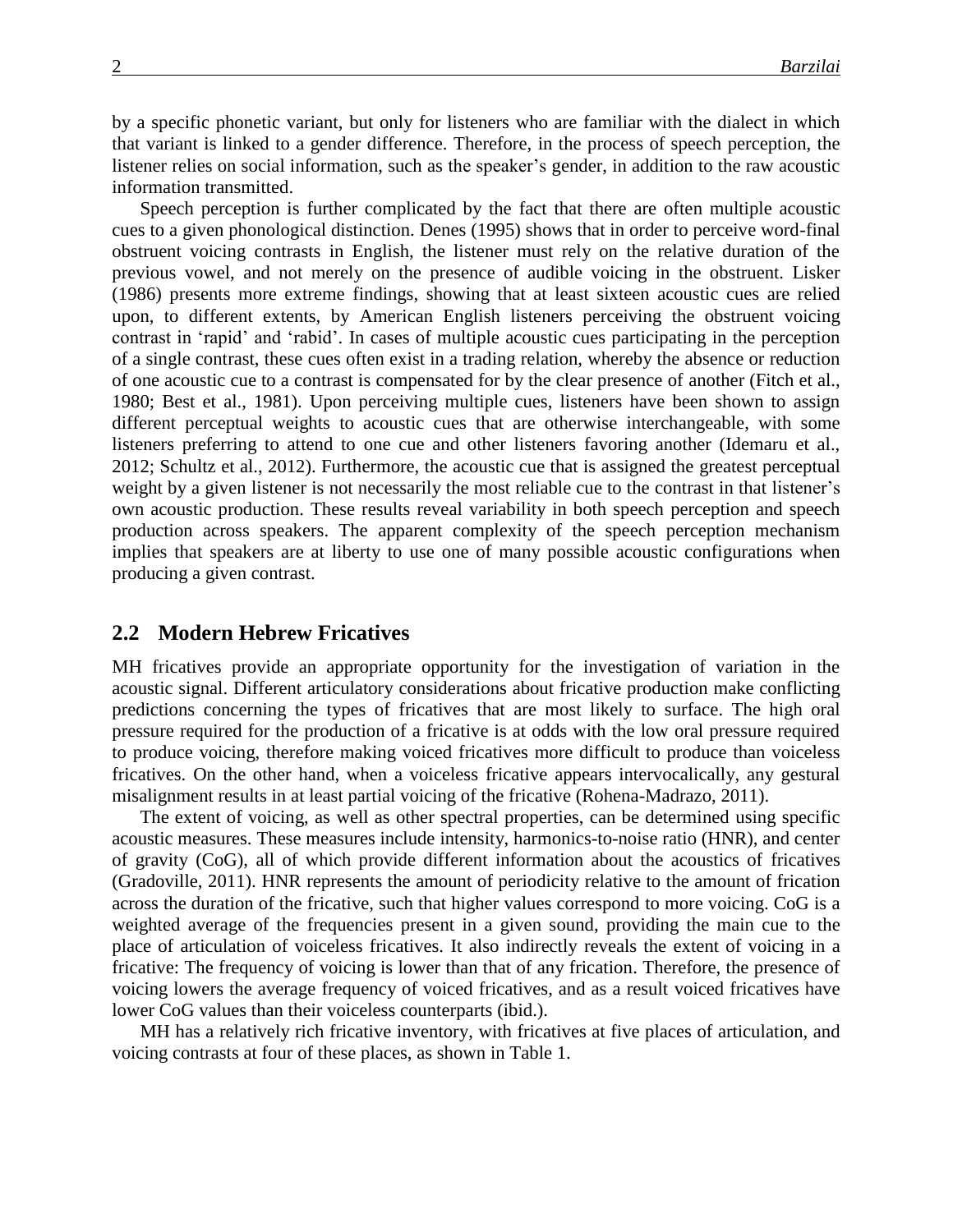by a specific phonetic variant, but only for listeners who are familiar with the dialect in which that variant is linked to a gender difference. Therefore, in the process of speech perception, the listener relies on social information, such as the speaker's gender, in addition to the raw acoustic information transmitted.

Speech perception is further complicated by the fact that there are often multiple acoustic cues to a given phonological distinction. Denes (1995) shows that in order to perceive word-final obstruent voicing contrasts in English, the listener must rely on the relative duration of the previous vowel, and not merely on the presence of audible voicing in the obstruent. Lisker (1986) presents more extreme findings, showing that at least sixteen acoustic cues are relied upon, to different extents, by American English listeners perceiving the obstruent voicing contrast in 'rapid' and 'rabid'. In cases of multiple acoustic cues participating in the perception of a single contrast, these cues often exist in a trading relation, whereby the absence or reduction of one acoustic cue to a contrast is compensated for by the clear presence of another (Fitch et al., 1980; Best et al., 1981). Upon perceiving multiple cues, listeners have been shown to assign different perceptual weights to acoustic cues that are otherwise interchangeable, with some listeners preferring to attend to one cue and other listeners favoring another (Idemaru et al., 2012; Schultz et al., 2012). Furthermore, the acoustic cue that is assigned the greatest perceptual weight by a given listener is not necessarily the most reliable cue to the contrast in that listener's own acoustic production. These results reveal variability in both speech perception and speech production across speakers. The apparent complexity of the speech perception mechanism implies that speakers are at liberty to use one of many possible acoustic configurations when producing a given contrast.

## 2.2 Modern Hebrew Fricatives

MH fricatives provide an appropriate opportunity for the investigation of variation in the acoustic signal. Different articulatory considerations about fricative production make conflicting predictions concerning the types of fricatives that are most likely to surface. The high oral pressure required for the production of a fricative is at odds with the low oral pressure required to produce voicing, therefore making voiced fricatives more difficult to produce than voiceless fricatives. On the other hand, when a voiceless fricative appears intervocalically, any gestural misalignment results in at least partial voicing of the fricative (Rohena-Madrazo, 2011).

The extent of voicing, as well as other spectral properties, can be determined using specific acoustic measures. These measures include intensity, harmonics-to-noise ratio (HNR), and center of gravity (CoG), all of which provide different information about the acoustics of fricatives (Gradoville, 2011). HNR represents the amount of periodicity relative to the amount of frication across the duration of the fricative, such that higher values correspond to more voicing. CoG is a weighted average of the frequencies present in a given sound, providing the main cue to the place of articulation of voiceless fricatives. It also indirectly reveals the extent of voicing in a fricative: The frequency of voicing is lower than that of any frication. Therefore, the presence of voicing lowers the average frequency of voiced fricatives, and as a result voiced fricatives have lower CoG values than their voiceless counterparts (ibid.).

MH has a relatively rich fricative inventory, with fricatives at five places of articulation, and voicing contrasts at four of these places, as shown in Table 1.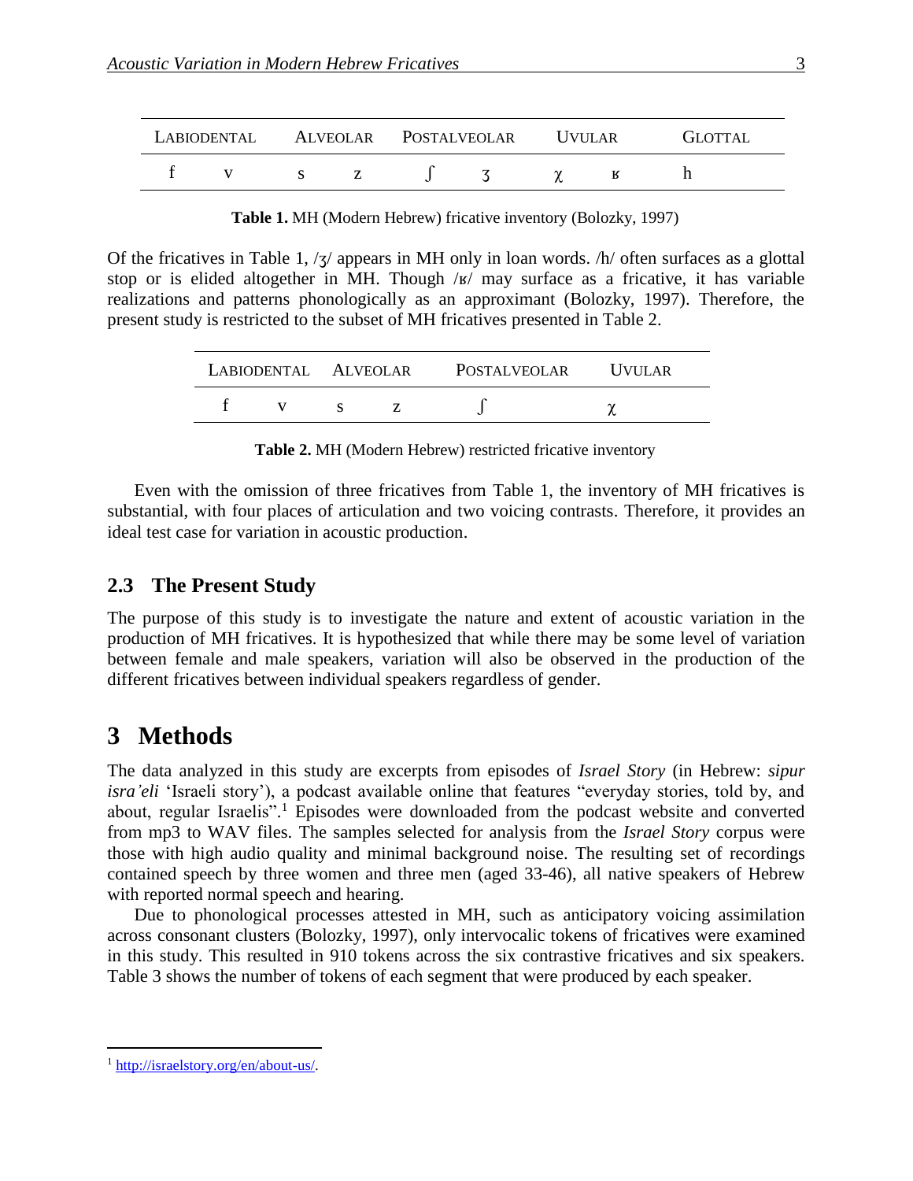| LABIODENTAL | | ALVEOLAR | | POSTALVEOLAR | | UVULAR | | GLOTTAL |
|---|---|---|---|---|---|---|---|---|
| f | v | s | z | ʃ | ʒ | χ | ʁ | h |

**Table 1.** MH (Modern Hebrew) fricative inventory (Bolozky, 1997)

Of the fricatives in Table 1, /ʒ/ appears in MH only in loan words. /h/ often surfaces as a glottal stop or is elided altogether in MH. Though /ʁ/ may surface as a fricative, it has variable realizations and patterns phonologically as an approximant (Bolozky, 1997). Therefore, the present study is restricted to the subset of MH fricatives presented in Table 2.

| LABIODENTAL | | ALVEOLAR | | POSTALVEOLAR | UVULAR |
|---|---|---|---|---|---|
| f | v | s | z | ʃ | χ |

**Table 2.** MH (Modern Hebrew) restricted fricative inventory

Even with the omission of three fricatives from Table 1, the inventory of MH fricatives is substantial, with four places of articulation and two voicing contrasts. Therefore, it provides an ideal test case for variation in acoustic production.

### 2.3 The Present Study

The purpose of this study is to investigate the nature and extent of acoustic variation in the production of MH fricatives. It is hypothesized that while there may be some level of variation between female and male speakers, variation will also be observed in the production of the different fricatives between individual speakers regardless of gender.

## 3 Methods

The data analyzed in this study are excerpts from episodes of *Israel Story* (in Hebrew: *sipur isra'eli* 'Israeli story'), a podcast available online that features "everyday stories, told by, and about, regular Israelis".[1] Episodes were downloaded from the podcast website and converted from mp3 to WAV files. The samples selected for analysis from the *Israel Story* corpus were those with high audio quality and minimal background noise. The resulting set of recordings contained speech by three women and three men (aged 33-46), all native speakers of Hebrew with reported normal speech and hearing.

Due to phonological processes attested in MH, such as anticipatory voicing assimilation across consonant clusters (Bolozky, 1997), only intervocalic tokens of fricatives were examined in this study. This resulted in 910 tokens across the six contrastive fricatives and six speakers. Table 3 shows the number of tokens of each segment that were produced by each speaker.

[1] http://israelstory.org/en/about-us/.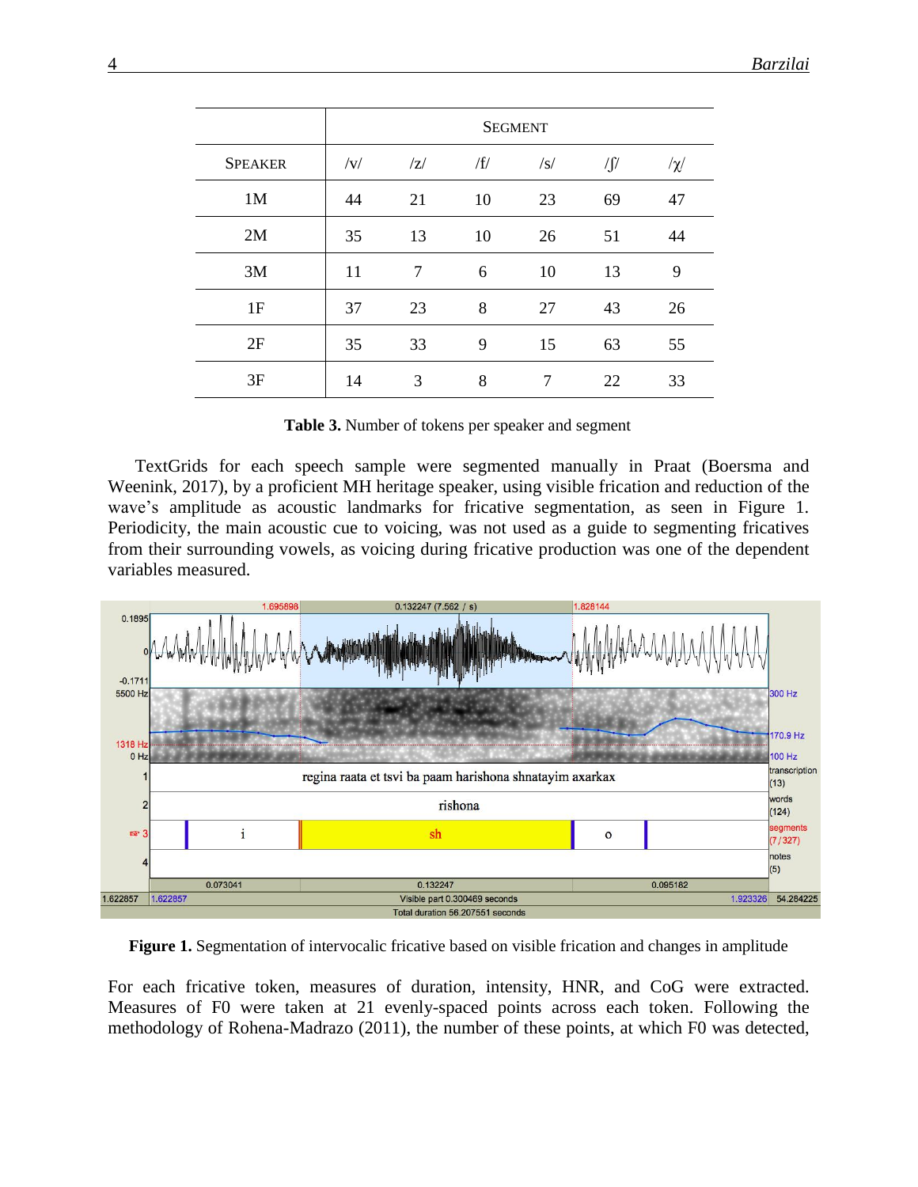| | Segment | | | | | |
|---|---|---|---|---|---|---|
| Speaker | /v/ | /z/ | /f/ | /s/ | /ʃ/ | /χ/ |
| 1M | 44 | 21 | 10 | 23 | 69 | 47 |
| 2M | 35 | 13 | 10 | 26 | 51 | 44 |
| 3M | 11 | 7 | 6 | 10 | 13 | 9 |
| 1F | 37 | 23 | 8 | 27 | 43 | 26 |
| 2F | 35 | 33 | 9 | 15 | 63 | 55 |
| 3F | 14 | 3 | 8 | 7 | 22 | 33 |

**Table 3.** Number of tokens per speaker and segment

TextGrids for each speech sample were segmented manually in Praat (Boersma and Weenink, 2017), by a proficient MH heritage speaker, using visible frication and reduction of the wave's amplitude as acoustic landmarks for fricative segmentation, as seen in Figure 1. Periodicity, the main acoustic cue to voicing, was not used as a guide to segmenting fricatives from their surrounding vowels, as voicing during fricative production was one of the dependent variables measured.

**Figure 1.** Segmentation of intervocalic fricative based on visible frication and changes in amplitude

For each fricative token, measures of duration, intensity, HNR, and CoG were extracted. Measures of F0 were taken at 21 evenly-spaced points across each token. Following the methodology of Rohena-Madrazo (2011), the number of these points, at which F0 was detected,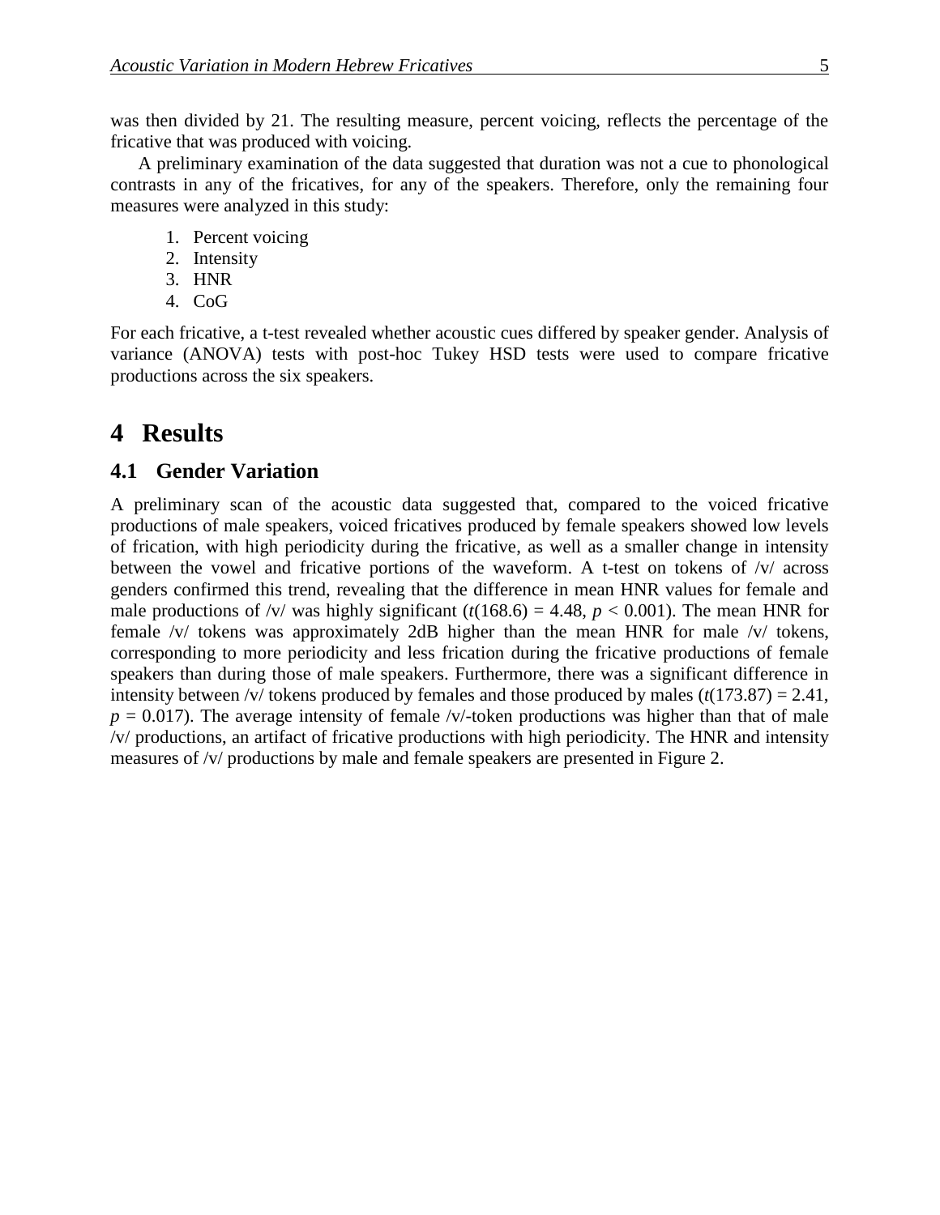was then divided by 21. The resulting measure, percent voicing, reflects the percentage of the fricative that was produced with voicing.

A preliminary examination of the data suggested that duration was not a cue to phonological contrasts in any of the fricatives, for any of the speakers. Therefore, only the remaining four measures were analyzed in this study:

1. Percent voicing
2. Intensity
3. HNR
4. CoG

For each fricative, a t-test revealed whether acoustic cues differed by speaker gender. Analysis of variance (ANOVA) tests with post-hoc Tukey HSD tests were used to compare fricative productions across the six speakers.

# 4 Results

## 4.1 Gender Variation

A preliminary scan of the acoustic data suggested that, compared to the voiced fricative productions of male speakers, voiced fricatives produced by female speakers showed low levels of frication, with high periodicity during the fricative, as well as a smaller change in intensity between the vowel and fricative portions of the waveform. A t-test on tokens of /v/ across genders confirmed this trend, revealing that the difference in mean HNR values for female and male productions of /v/ was highly significant ($t(168.6) = 4.48$, $p < 0.001$). The mean HNR for female /v/ tokens was approximately 2dB higher than the mean HNR for male /v/ tokens, corresponding to more periodicity and less frication during the fricative productions of female speakers than during those of male speakers. Furthermore, there was a significant difference in intensity between /v/ tokens produced by females and those produced by males ($t(173.87) = 2.41$, $p = 0.017$). The average intensity of female /v/-token productions was higher than that of male /v/ productions, an artifact of fricative productions with high periodicity. The HNR and intensity measures of /v/ productions by male and female speakers are presented in Figure 2.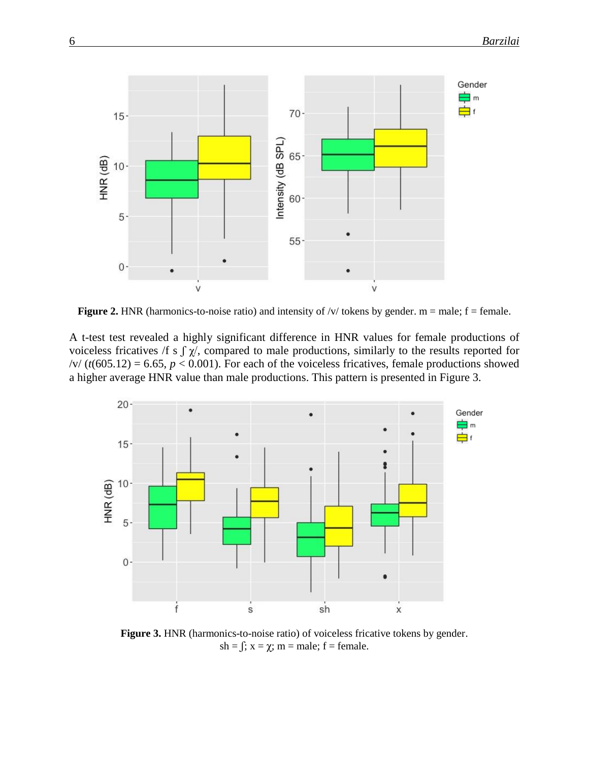**Figure 2.** HNR (harmonics-to-noise ratio) and intensity of /v/ tokens by gender. m = male; f = female.

A t-test test revealed a highly significant difference in HNR values for female productions of voiceless fricatives /f s ʃ χ/, compared to male productions, similarly to the results reported for /v/ ($t(605.12) = 6.65$, $p < 0.001$). For each of the voiceless fricatives, female productions showed a higher average HNR value than male productions. This pattern is presented in Figure 3.

**Figure 3.** HNR (harmonics-to-noise ratio) of voiceless fricative tokens by gender. sh = ʃ; x = χ; m = male; f = female.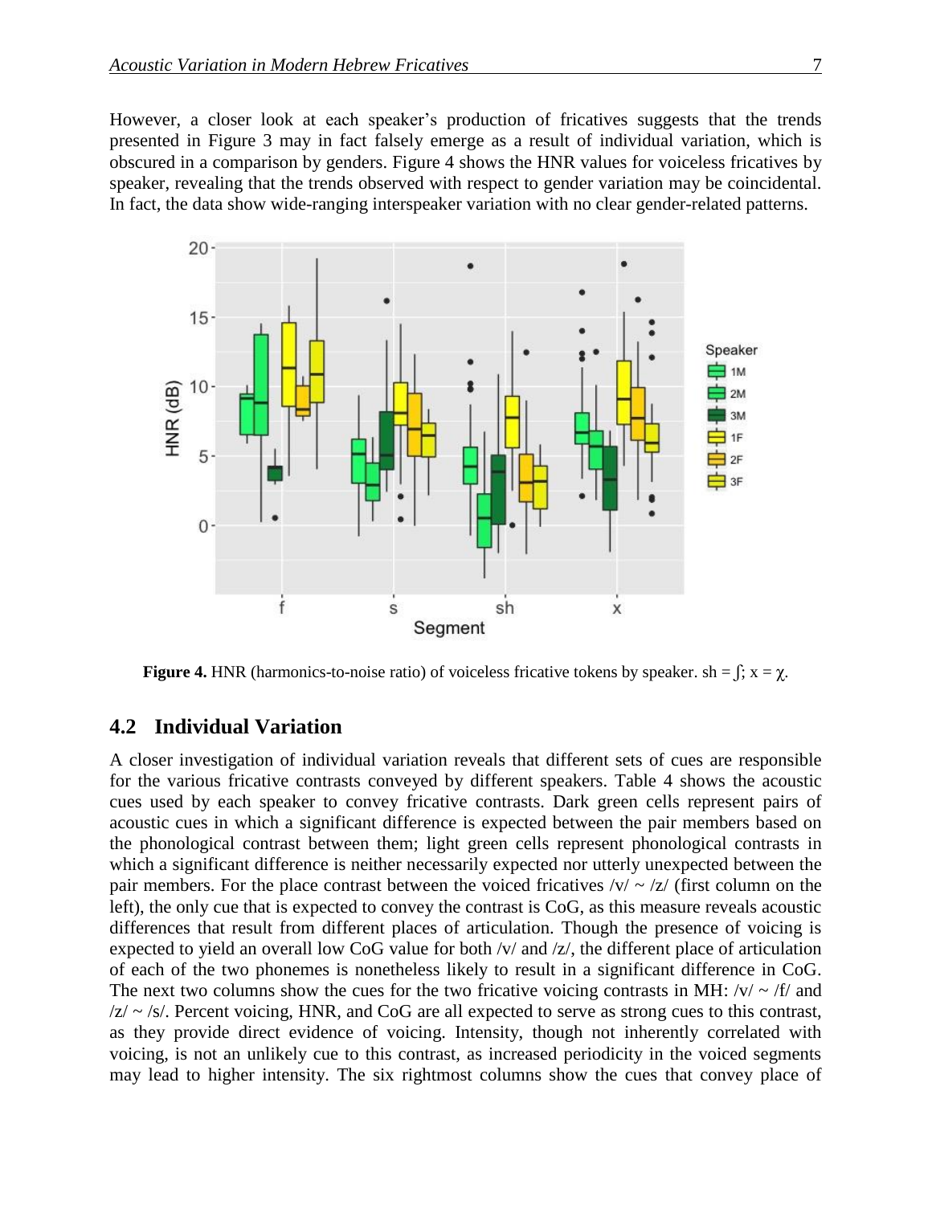However, a closer look at each speaker's production of fricatives suggests that the trends presented in Figure 3 may in fact falsely emerge as a result of individual variation, which is obscured in a comparison by genders. Figure 4 shows the HNR values for voiceless fricatives by speaker, revealing that the trends observed with respect to gender variation may be coincidental. In fact, the data show wide-ranging interspeaker variation with no clear gender-related patterns.

**Figure 4.** HNR (harmonics-to-noise ratio) of voiceless fricative tokens by speaker. sh = ʃ; x = χ.

## 4.2 Individual Variation

A closer investigation of individual variation reveals that different sets of cues are responsible for the various fricative contrasts conveyed by different speakers. Table 4 shows the acoustic cues used by each speaker to convey fricative contrasts. Dark green cells represent pairs of acoustic cues in which a significant difference is expected between the pair members based on the phonological contrast between them; light green cells represent phonological contrasts in which a significant difference is neither necessarily expected nor utterly unexpected between the pair members. For the place contrast between the voiced fricatives /v/ ~ /z/ (first column on the left), the only cue that is expected to convey the contrast is CoG, as this measure reveals acoustic differences that result from different places of articulation. Though the presence of voicing is expected to yield an overall low CoG value for both /v/ and /z/, the different place of articulation of each of the two phonemes is nonetheless likely to result in a significant difference in CoG. The next two columns show the cues for the two fricative voicing contrasts in MH: /v/ ~ /f/ and /z/ ~ /s/. Percent voicing, HNR, and CoG are all expected to serve as strong cues to this contrast, as they provide direct evidence of voicing. Intensity, though not inherently correlated with voicing, is not an unlikely cue to this contrast, as increased periodicity in the voiced segments may lead to higher intensity. The six rightmost columns show the cues that convey place of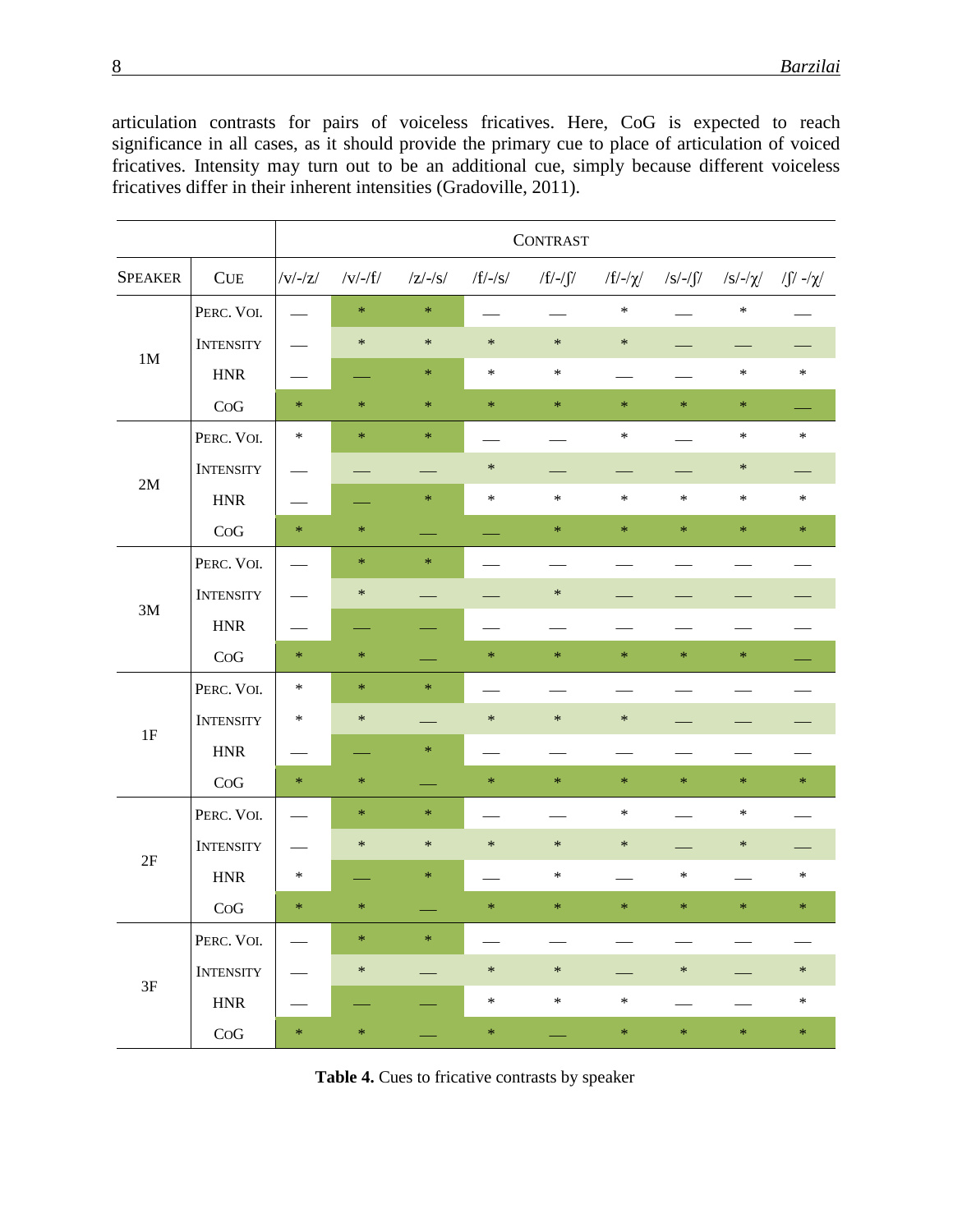articulation contrasts for pairs of voiceless fricatives. Here, CoG is expected to reach significance in all cases, as it should provide the primary cue to place of articulation of voiced fricatives. Intensity may turn out to be an additional cue, simply because different voiceless fricatives differ in their inherent intensities (Gradoville, 2011).

| | | CONTRAST | | | | | | | | |
|---|---|---|---|---|---|---|---|---|---|---|
| SPEAKER | CUE | /v/-/z/ | /v/-/f/ | /z/-/s/ | /f/-/s/ | /f/-/ʃ/ | /f/-/χ/ | /s/-/ʃ/ | /s/-/χ/ | /ʃ/ -/χ/ |
| 1M | PERC. VOI. | — | * | * | — | — | * | — | * | — |
| | INTENSITY | — | * | * | * | * | * | — | — | — |
| | HNR | — | — | * | * | * | — | — | * | * |
| | COG | * | * | * | * | * | * | * | * | — |
| 2M | PERC. VOI. | * | * | * | — | — | * | — | * | * |
| | INTENSITY | — | — | — | * | — | — | — | * | — |
| | HNR | — | — | * | * | * | * | * | * | * |
| | COG | * | * | — | — | * | * | * | * | * |
| 3M | PERC. VOI. | — | * | * | — | — | — | — | — | — |
| | INTENSITY | — | * | — | — | * | — | — | — | — |
| | HNR | — | — | — | — | — | — | — | — | — |
| | COG | * | * | — | * | * | * | * | * | — |
| 1F | PERC. VOI. | * | * | * | — | — | — | — | — | — |
| | INTENSITY | * | * | — | * | * | * | — | — | — |
| | HNR | — | — | * | — | — | — | — | — | — |
| | COG | * | * | — | * | * | * | * | * | * |
| 2F | PERC. VOI. | — | * | * | — | — | * | — | * | — |
| | INTENSITY | — | * | * | * | * | * | — | * | — |
| | HNR | * | — | * | — | * | — | * | — | * |
| | COG | * | * | — | * | * | * | * | * | * |
| 3F | PERC. VOI. | — | * | * | — | — | — | — | — | — |
| | INTENSITY | — | * | — | * | * | — | * | — | * |
| | HNR | — | — | — | * | * | * | — | — | * |
| | COG | * | * | — | * | — | * | * | * | * |

**Table 4.** Cues to fricative contrasts by speaker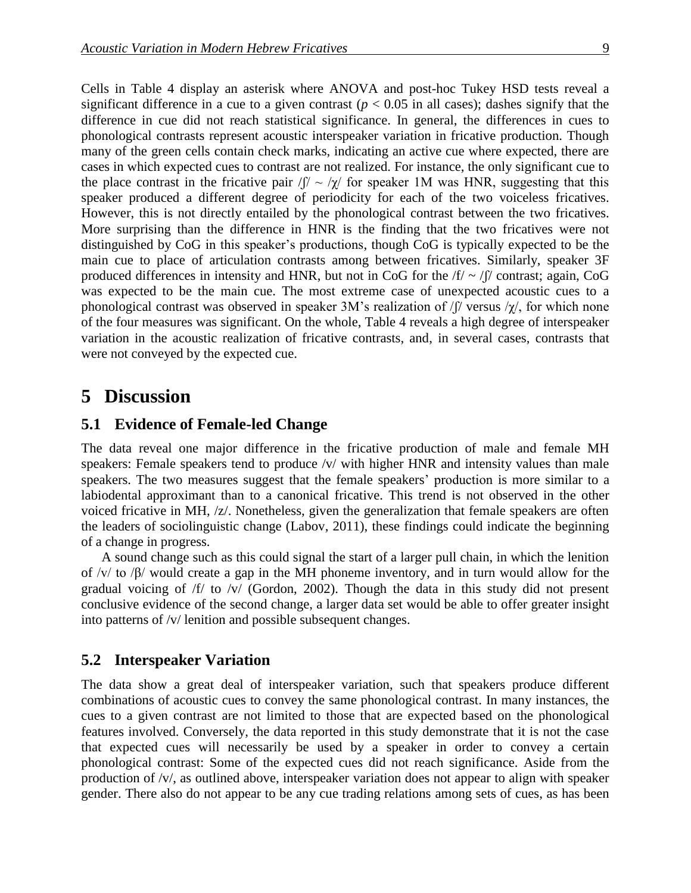Cells in Table 4 display an asterisk where ANOVA and post-hoc Tukey HSD tests reveal a significant difference in a cue to a given contrast ($p < 0.05$ in all cases); dashes signify that the difference in cue did not reach statistical significance. In general, the differences in cues to phonological contrasts represent acoustic interspeaker variation in fricative production. Though many of the green cells contain check marks, indicating an active cue where expected, there are cases in which expected cues to contrast are not realized. For instance, the only significant cue to the place contrast in the fricative pair /ʃ/ ~ /χ/ for speaker 1M was HNR, suggesting that this speaker produced a different degree of periodicity for each of the two voiceless fricatives. However, this is not directly entailed by the phonological contrast between the two fricatives. More surprising than the difference in HNR is the finding that the two fricatives were not distinguished by CoG in this speaker's productions, though CoG is typically expected to be the main cue to place of articulation contrasts among between fricatives. Similarly, speaker 3F produced differences in intensity and HNR, but not in CoG for the /f/ ~ /ʃ/ contrast; again, CoG was expected to be the main cue. The most extreme case of unexpected acoustic cues to a phonological contrast was observed in speaker 3M's realization of /ʃ/ versus /χ/, for which none of the four measures was significant. On the whole, Table 4 reveals a high degree of interspeaker variation in the acoustic realization of fricative contrasts, and, in several cases, contrasts that were not conveyed by the expected cue.

# 5 Discussion

## 5.1 Evidence of Female-led Change

The data reveal one major difference in the fricative production of male and female MH speakers: Female speakers tend to produce /v/ with higher HNR and intensity values than male speakers. The two measures suggest that the female speakers' production is more similar to a labiodental approximant than to a canonical fricative. This trend is not observed in the other voiced fricative in MH, /z/. Nonetheless, given the generalization that female speakers are often the leaders of sociolinguistic change (Labov, 2011), these findings could indicate the beginning of a change in progress.

A sound change such as this could signal the start of a larger pull chain, in which the lenition of /v/ to /β/ would create a gap in the MH phoneme inventory, and in turn would allow for the gradual voicing of /f/ to /v/ (Gordon, 2002). Though the data in this study did not present conclusive evidence of the second change, a larger data set would be able to offer greater insight into patterns of /v/ lenition and possible subsequent changes.

## 5.2 Interspeaker Variation

The data show a great deal of interspeaker variation, such that speakers produce different combinations of acoustic cues to convey the same phonological contrast. In many instances, the cues to a given contrast are not limited to those that are expected based on the phonological features involved. Conversely, the data reported in this study demonstrate that it is not the case that expected cues will necessarily be used by a speaker in order to convey a certain phonological contrast: Some of the expected cues did not reach significance. Aside from the production of /v/, as outlined above, interspeaker variation does not appear to align with speaker gender. There also do not appear to be any cue trading relations among sets of cues, as has been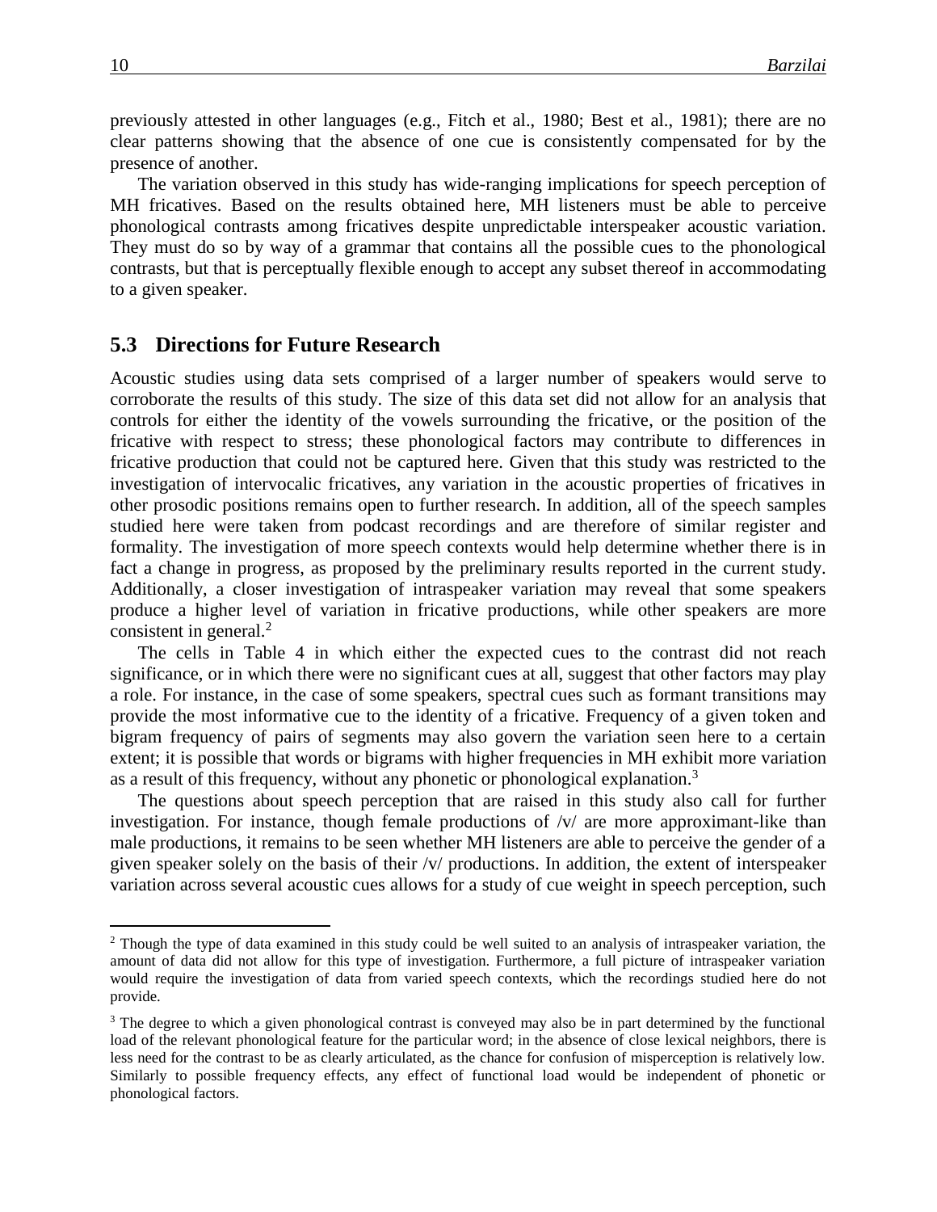previously attested in other languages (e.g., Fitch et al., 1980; Best et al., 1981); there are no clear patterns showing that the absence of one cue is consistently compensated for by the presence of another.

The variation observed in this study has wide-ranging implications for speech perception of MH fricatives. Based on the results obtained here, MH listeners must be able to perceive phonological contrasts among fricatives despite unpredictable interspeaker acoustic variation. They must do so by way of a grammar that contains all the possible cues to the phonological contrasts, but that is perceptually flexible enough to accept any subset thereof in accommodating to a given speaker.

## 5.3 Directions for Future Research

Acoustic studies using data sets comprised of a larger number of speakers would serve to corroborate the results of this study. The size of this data set did not allow for an analysis that controls for either the identity of the vowels surrounding the fricative, or the position of the fricative with respect to stress; these phonological factors may contribute to differences in fricative production that could not be captured here. Given that this study was restricted to the investigation of intervocalic fricatives, any variation in the acoustic properties of fricatives in other prosodic positions remains open to further research. In addition, all of the speech samples studied here were taken from podcast recordings and are therefore of similar register and formality. The investigation of more speech contexts would help determine whether there is in fact a change in progress, as proposed by the preliminary results reported in the current study. Additionally, a closer investigation of intraspeaker variation may reveal that some speakers produce a higher level of variation in fricative productions, while other speakers are more consistent in general.[2]

The cells in Table 4 in which either the expected cues to the contrast did not reach significance, or in which there were no significant cues at all, suggest that other factors may play a role. For instance, in the case of some speakers, spectral cues such as formant transitions may provide the most informative cue to the identity of a fricative. Frequency of a given token and bigram frequency of pairs of segments may also govern the variation seen here to a certain extent; it is possible that words or bigrams with higher frequencies in MH exhibit more variation as a result of this frequency, without any phonetic or phonological explanation.[3]

The questions about speech perception that are raised in this study also call for further investigation. For instance, though female productions of /v/ are more approximant-like than male productions, it remains to be seen whether MH listeners are able to perceive the gender of a given speaker solely on the basis of their /v/ productions. In addition, the extent of interspeaker variation across several acoustic cues allows for a study of cue weight in speech perception, such

---

[2] Though the type of data examined in this study could be well suited to an analysis of intraspeaker variation, the amount of data did not allow for this type of investigation. Furthermore, a full picture of intraspeaker variation would require the investigation of data from varied speech contexts, which the recordings studied here do not provide.

[3] The degree to which a given phonological contrast is conveyed may also be in part determined by the functional load of the relevant phonological feature for the particular word; in the absence of close lexical neighbors, there is less need for the contrast to be as clearly articulated, as the chance for confusion of misperception is relatively low. Similarly to possible frequency effects, any effect of functional load would be independent of phonetic or phonological factors.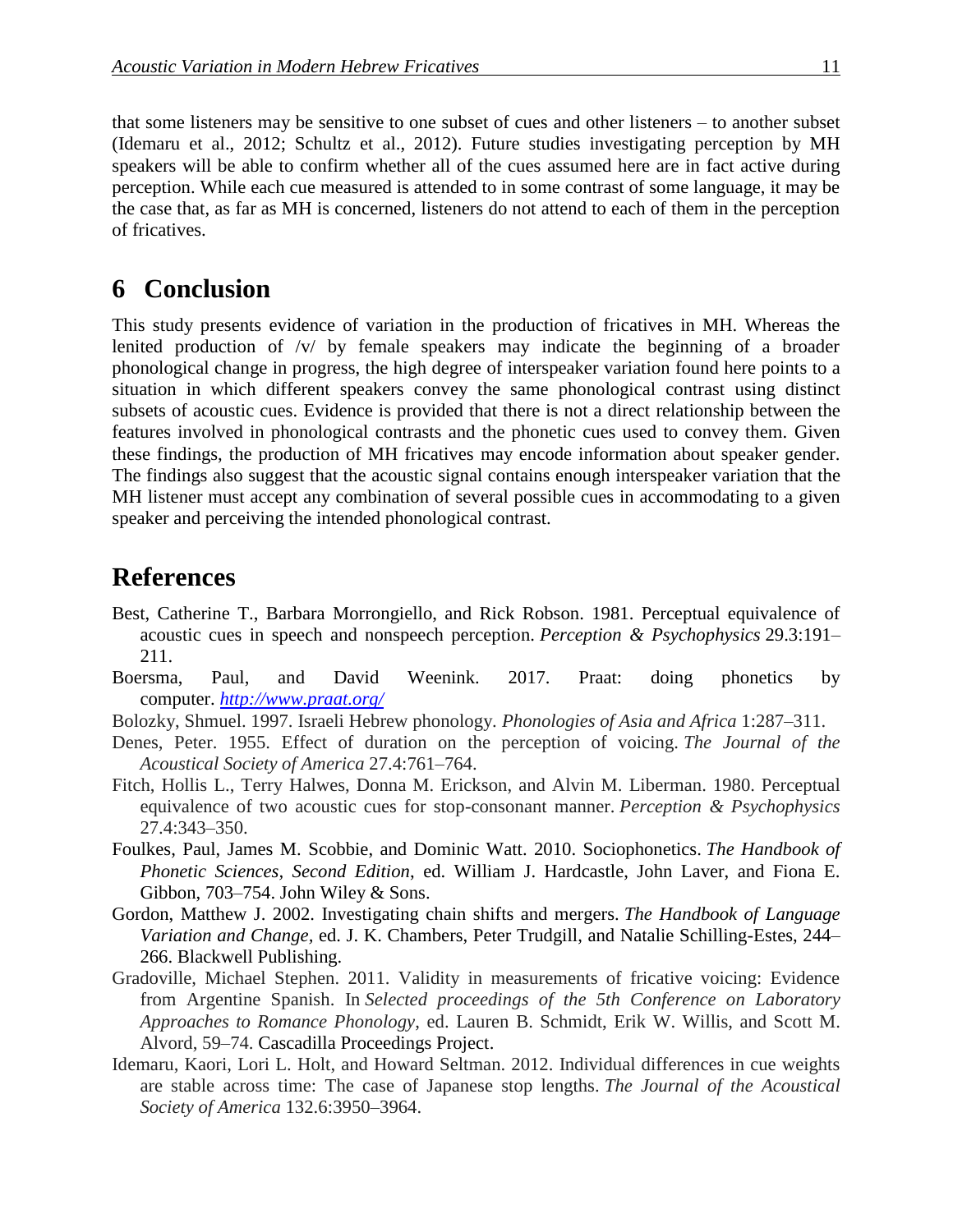that some listeners may be sensitive to one subset of cues and other listeners – to another subset (Idemaru et al., 2012; Schultz et al., 2012). Future studies investigating perception by MH speakers will be able to confirm whether all of the cues assumed here are in fact active during perception. While each cue measured is attended to in some contrast of some language, it may be the case that, as far as MH is concerned, listeners do not attend to each of them in the perception of fricatives.

## 6 Conclusion

This study presents evidence of variation in the production of fricatives in MH. Whereas the lenited production of /v/ by female speakers may indicate the beginning of a broader phonological change in progress, the high degree of interspeaker variation found here points to a situation in which different speakers convey the same phonological contrast using distinct subsets of acoustic cues. Evidence is provided that there is not a direct relationship between the features involved in phonological contrasts and the phonetic cues used to convey them. Given these findings, the production of MH fricatives may encode information about speaker gender. The findings also suggest that the acoustic signal contains enough interspeaker variation that the MH listener must accept any combination of several possible cues in accommodating to a given speaker and perceiving the intended phonological contrast.

## References

Best, Catherine T., Barbara Morrongiello, and Rick Robson. 1981. Perceptual equivalence of acoustic cues in speech and nonspeech perception. *Perception & Psychophysics* 29.3:191–211.

Boersma, Paul, and David Weenink. 2017. Praat: doing phonetics by computer. *http://www.praat.org/*

Bolozky, Shmuel. 1997. Israeli Hebrew phonology. *Phonologies of Asia and Africa* 1:287–311.

Denes, Peter. 1955. Effect of duration on the perception of voicing. *The Journal of the Acoustical Society of America* 27.4:761–764.

Fitch, Hollis L., Terry Halwes, Donna M. Erickson, and Alvin M. Liberman. 1980. Perceptual equivalence of two acoustic cues for stop-consonant manner. *Perception & Psychophysics* 27.4:343–350.

Foulkes, Paul, James M. Scobbie, and Dominic Watt. 2010. Sociophonetics. *The Handbook of Phonetic Sciences, Second Edition*, ed. William J. Hardcastle, John Laver, and Fiona E. Gibbon, 703–754. John Wiley & Sons.

Gordon, Matthew J. 2002. Investigating chain shifts and mergers. *The Handbook of Language Variation and Change*, ed. J. K. Chambers, Peter Trudgill, and Natalie Schilling-Estes, 244–266. Blackwell Publishing.

Gradoville, Michael Stephen. 2011. Validity in measurements of fricative voicing: Evidence from Argentine Spanish. In *Selected proceedings of the 5th Conference on Laboratory Approaches to Romance Phonology*, ed. Lauren B. Schmidt, Erik W. Willis, and Scott M. Alvord, 59–74. Cascadilla Proceedings Project.

Idemaru, Kaori, Lori L. Holt, and Howard Seltman. 2012. Individual differences in cue weights are stable across time: The case of Japanese stop lengths. *The Journal of the Acoustical Society of America* 132.6:3950–3964.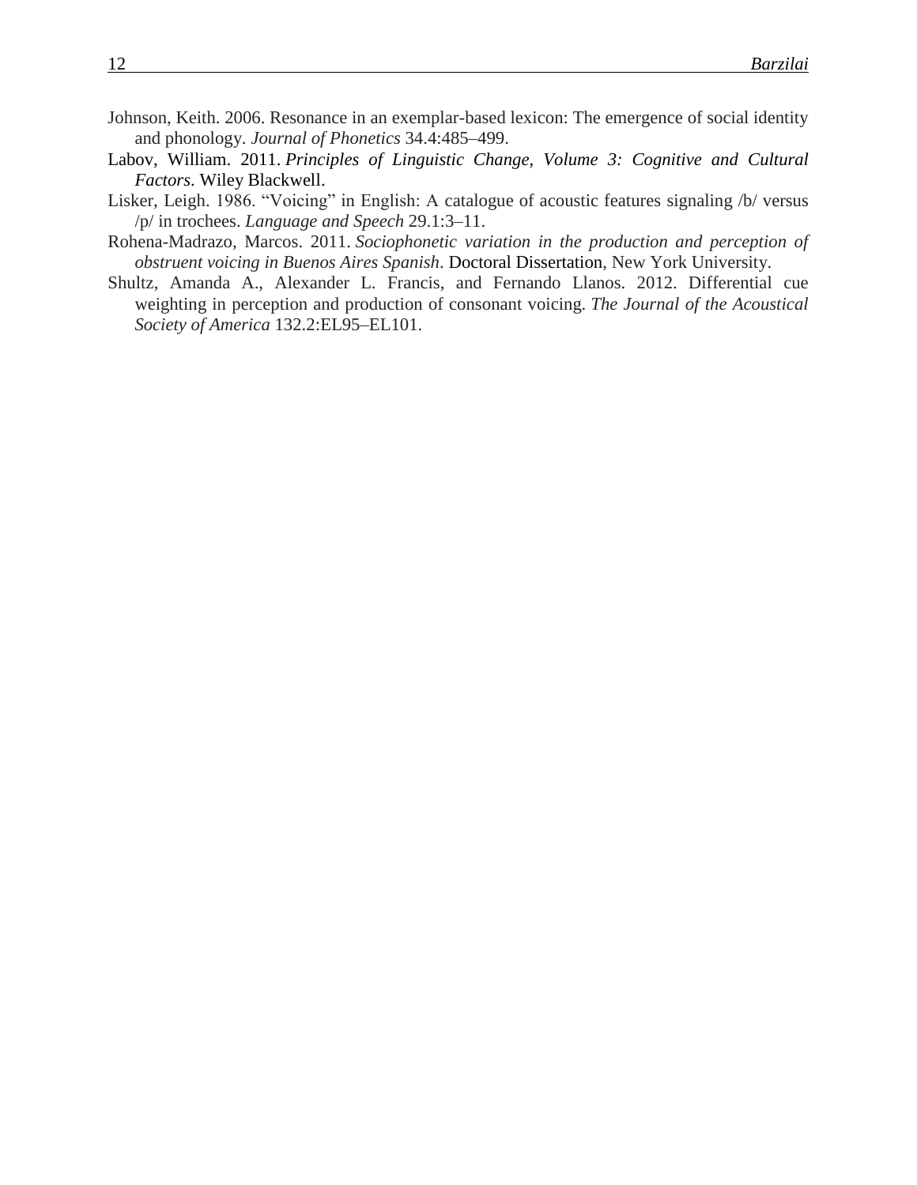Johnson, Keith. 2006. Resonance in an exemplar-based lexicon: The emergence of social identity and phonology. *Journal of Phonetics* 34.4:485–499.

Labov, William. 2011. *Principles of Linguistic Change, Volume 3: Cognitive and Cultural Factors*. Wiley Blackwell.

Lisker, Leigh. 1986. "Voicing" in English: A catalogue of acoustic features signaling /b/ versus /p/ in trochees. *Language and Speech* 29.1:3–11.

Rohena-Madrazo, Marcos. 2011. *Sociophonetic variation in the production and perception of obstruent voicing in Buenos Aires Spanish*. Doctoral Dissertation, New York University.

Shultz, Amanda A., Alexander L. Francis, and Fernando Llanos. 2012. Differential cue weighting in perception and production of consonant voicing. *The Journal of the Acoustical Society of America* 132.2:EL95–EL101.